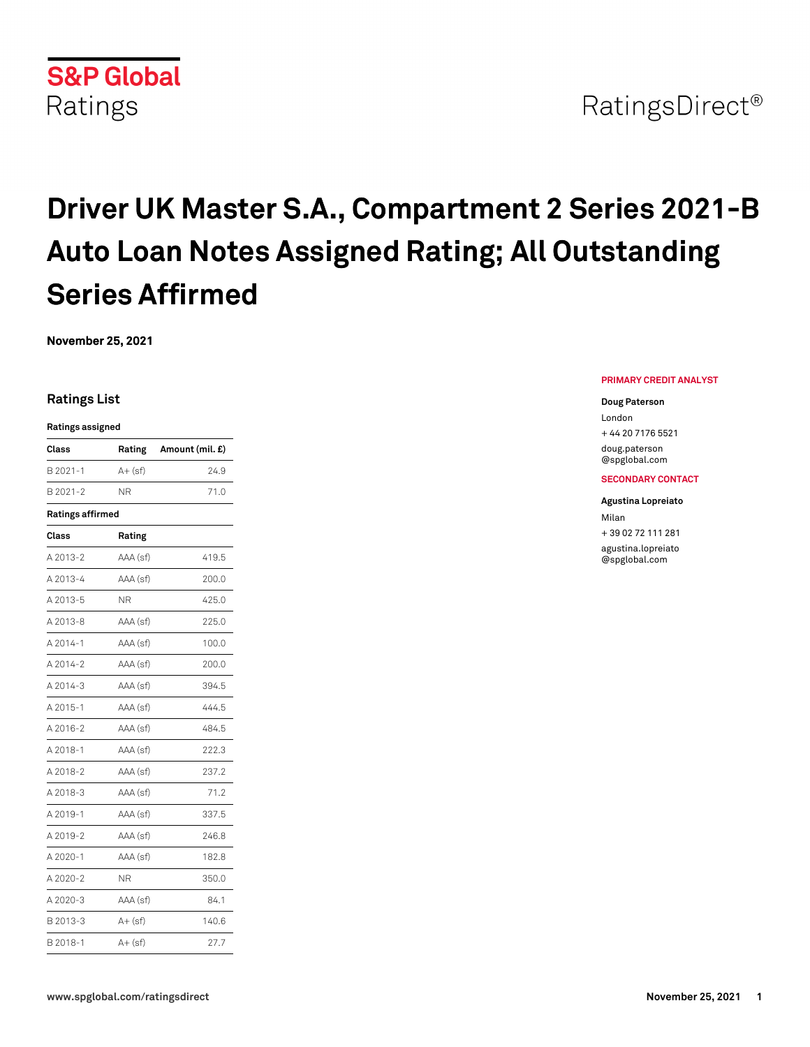S&P Global Ratings

RatingsDirect®

# Driver UK Master S.A., Compartment 2 Series 2021-B Auto Loan Notes Assigned Rating; All Outstanding Series Affirmed

**November 25, 2021**

## Ratings List

**Ratings assigned**

| Class | Rating | Amount (mil. £) |
|---|---|---|
| B 2021-1 | A+ (sf) | 24.9 |
| B 2021-2 | NR | 71.0 |

**Ratings affirmed**

| Class | Rating | |
|---|---|---|
| A 2013-2 | AAA (sf) | 419.5 |
| A 2013-4 | AAA (sf) | 200.0 |
| A 2013-5 | NR | 425.0 |
| A 2013-8 | AAA (sf) | 225.0 |
| A 2014-1 | AAA (sf) | 100.0 |
| A 2014-2 | AAA (sf) | 200.0 |
| A 2014-3 | AAA (sf) | 394.5 |
| A 2015-1 | AAA (sf) | 444.5 |
| A 2016-2 | AAA (sf) | 484.5 |
| A 2018-1 | AAA (sf) | 222.3 |
| A 2018-2 | AAA (sf) | 237.2 |
| A 2018-3 | AAA (sf) | 71.2 |
| A 2019-1 | AAA (sf) | 337.5 |
| A 2019-2 | AAA (sf) | 246.8 |
| A 2020-1 | AAA (sf) | 182.8 |
| A 2020-2 | NR | 350.0 |
| A 2020-3 | AAA (sf) | 84.1 |
| B 2013-3 | A+ (sf) | 140.6 |
| B 2018-1 | A+ (sf) | 27.7 |

**PRIMARY CREDIT ANALYST**

**Doug Paterson**
London
+ 44 20 7176 5521
doug.paterson@spglobal.com

**SECONDARY CONTACT**

**Agustina Lopreiato**
Milan
+ 39 02 72 111 281
agustina.lopreiato@spglobal.com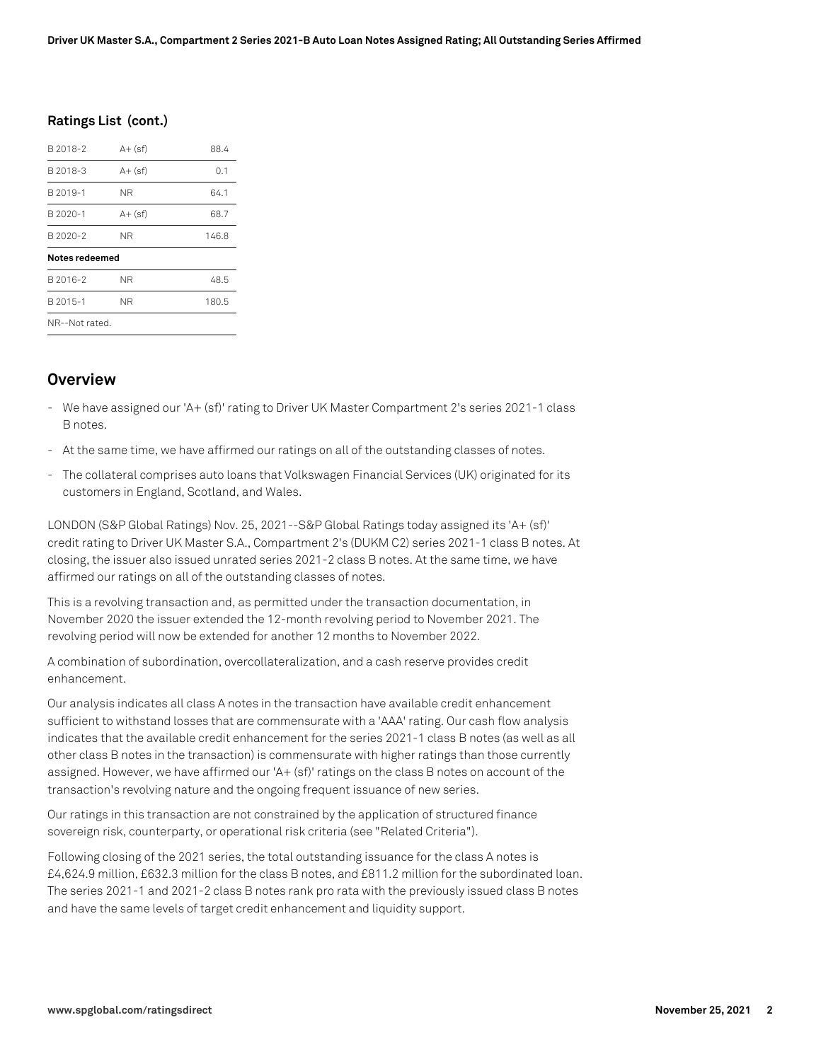### Ratings List (cont.)

| | | |
|---|---|---|
| B 2018-2 | A+ (sf) | 88.4 |
| B 2018-3 | A+ (sf) | 0.1 |
| B 2019-1 | NR | 64.1 |
| B 2020-1 | A+ (sf) | 68.7 |
| B 2020-2 | NR | 146.8 |
| **Notes redeemed** | | |
| B 2016-2 | NR | 48.5 |
| B 2015-1 | NR | 180.5 |
| NR--Not rated. | | |

## Overview

- We have assigned our 'A+ (sf)' rating to Driver UK Master Compartment 2's series 2021-1 class B notes.
- At the same time, we have affirmed our ratings on all of the outstanding classes of notes.
- The collateral comprises auto loans that Volkswagen Financial Services (UK) originated for its customers in England, Scotland, and Wales.

LONDON (S&P Global Ratings) Nov. 25, 2021--S&P Global Ratings today assigned its 'A+ (sf)' credit rating to Driver UK Master S.A., Compartment 2's (DUKM C2) series 2021-1 class B notes. At closing, the issuer also issued unrated series 2021-2 class B notes. At the same time, we have affirmed our ratings on all of the outstanding classes of notes.

This is a revolving transaction and, as permitted under the transaction documentation, in November 2020 the issuer extended the 12-month revolving period to November 2021. The revolving period will now be extended for another 12 months to November 2022.

A combination of subordination, overcollateralization, and a cash reserve provides credit enhancement.

Our analysis indicates all class A notes in the transaction have available credit enhancement sufficient to withstand losses that are commensurate with a 'AAA' rating. Our cash flow analysis indicates that the available credit enhancement for the series 2021-1 class B notes (as well as all other class B notes in the transaction) is commensurate with higher ratings than those currently assigned. However, we have affirmed our 'A+ (sf)' ratings on the class B notes on account of the transaction's revolving nature and the ongoing frequent issuance of new series.

Our ratings in this transaction are not constrained by the application of structured finance sovereign risk, counterparty, or operational risk criteria (see "Related Criteria").

Following closing of the 2021 series, the total outstanding issuance for the class A notes is £4,624.9 million, £632.3 million for the class B notes, and £811.2 million for the subordinated loan. The series 2021-1 and 2021-2 class B notes rank pro rata with the previously issued class B notes and have the same levels of target credit enhancement and liquidity support.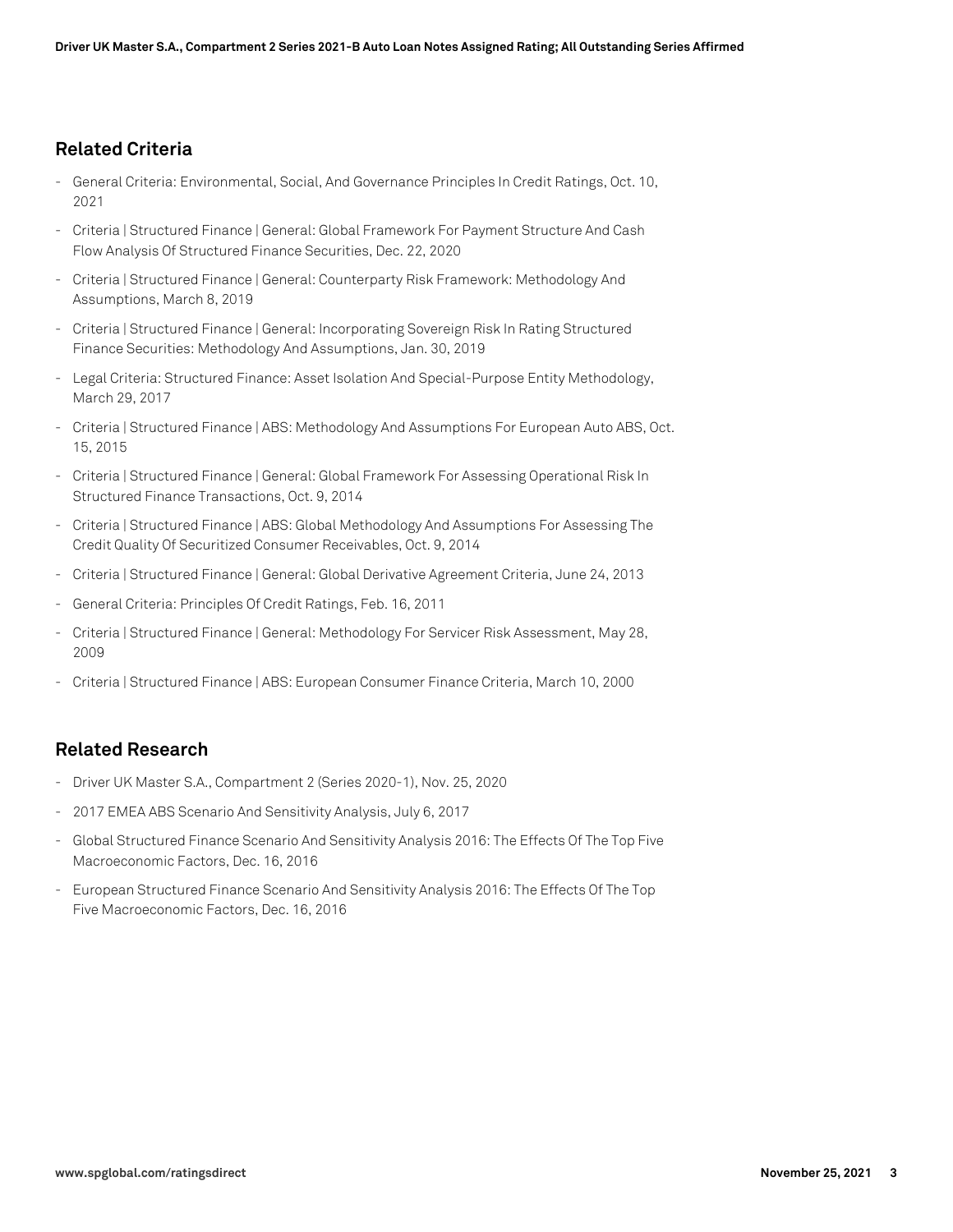## Related Criteria

- General Criteria: Environmental, Social, And Governance Principles In Credit Ratings, Oct. 10, 2021
- Criteria | Structured Finance | General: Global Framework For Payment Structure And Cash Flow Analysis Of Structured Finance Securities, Dec. 22, 2020
- Criteria | Structured Finance | General: Counterparty Risk Framework: Methodology And Assumptions, March 8, 2019
- Criteria | Structured Finance | General: Incorporating Sovereign Risk In Rating Structured Finance Securities: Methodology And Assumptions, Jan. 30, 2019
- Legal Criteria: Structured Finance: Asset Isolation And Special-Purpose Entity Methodology, March 29, 2017
- Criteria | Structured Finance | ABS: Methodology And Assumptions For European Auto ABS, Oct. 15, 2015
- Criteria | Structured Finance | General: Global Framework For Assessing Operational Risk In Structured Finance Transactions, Oct. 9, 2014
- Criteria | Structured Finance | ABS: Global Methodology And Assumptions For Assessing The Credit Quality Of Securitized Consumer Receivables, Oct. 9, 2014
- Criteria | Structured Finance | General: Global Derivative Agreement Criteria, June 24, 2013
- General Criteria: Principles Of Credit Ratings, Feb. 16, 2011
- Criteria | Structured Finance | General: Methodology For Servicer Risk Assessment, May 28, 2009
- Criteria | Structured Finance | ABS: European Consumer Finance Criteria, March 10, 2000

## Related Research

- Driver UK Master S.A., Compartment 2 (Series 2020-1), Nov. 25, 2020
- 2017 EMEA ABS Scenario And Sensitivity Analysis, July 6, 2017
- Global Structured Finance Scenario And Sensitivity Analysis 2016: The Effects Of The Top Five Macroeconomic Factors, Dec. 16, 2016
- European Structured Finance Scenario And Sensitivity Analysis 2016: The Effects Of The Top Five Macroeconomic Factors, Dec. 16, 2016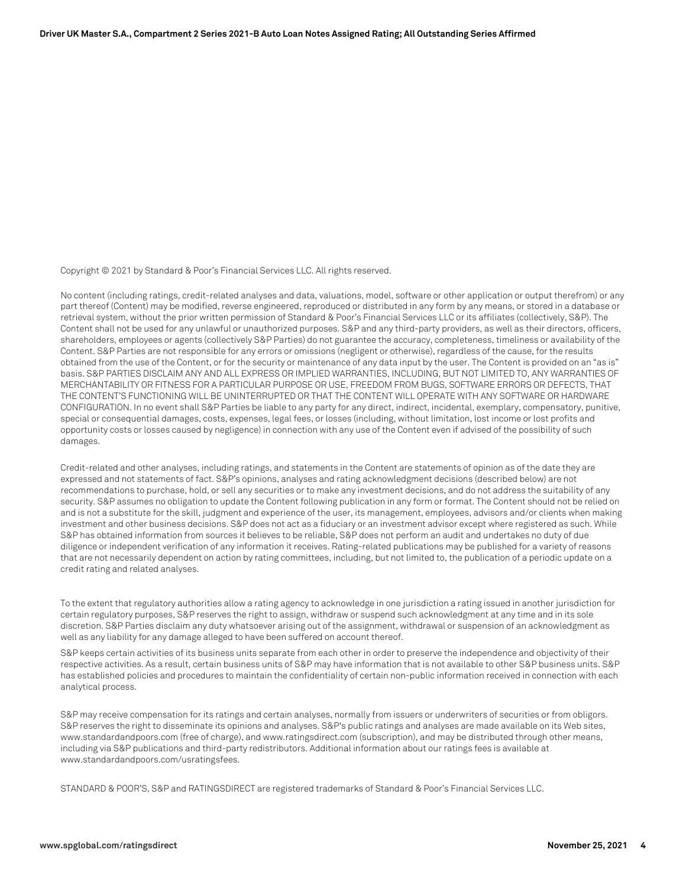Copyright © 2021 by Standard & Poor's Financial Services LLC. All rights reserved.

No content (including ratings, credit-related analyses and data, valuations, model, software or other application or output therefrom) or any part thereof (Content) may be modified, reverse engineered, reproduced or distributed in any form by any means, or stored in a database or retrieval system, without the prior written permission of Standard & Poor's Financial Services LLC or its affiliates (collectively, S&P). The Content shall not be used for any unlawful or unauthorized purposes. S&P and any third-party providers, as well as their directors, officers, shareholders, employees or agents (collectively S&P Parties) do not guarantee the accuracy, completeness, timeliness or availability of the Content. S&P Parties are not responsible for any errors or omissions (negligent or otherwise), regardless of the cause, for the results obtained from the use of the Content, or for the security or maintenance of any data input by the user. The Content is provided on an "as is" basis. S&P PARTIES DISCLAIM ANY AND ALL EXPRESS OR IMPLIED WARRANTIES, INCLUDING, BUT NOT LIMITED TO, ANY WARRANTIES OF MERCHANTABILITY OR FITNESS FOR A PARTICULAR PURPOSE OR USE, FREEDOM FROM BUGS, SOFTWARE ERRORS OR DEFECTS, THAT THE CONTENT'S FUNCTIONING WILL BE UNINTERRUPTED OR THAT THE CONTENT WILL OPERATE WITH ANY SOFTWARE OR HARDWARE CONFIGURATION. In no event shall S&P Parties be liable to any party for any direct, indirect, incidental, exemplary, compensatory, punitive, special or consequential damages, costs, expenses, legal fees, or losses (including, without limitation, lost income or lost profits and opportunity costs or losses caused by negligence) in connection with any use of the Content even if advised of the possibility of such damages.

Credit-related and other analyses, including ratings, and statements in the Content are statements of opinion as of the date they are expressed and not statements of fact. S&P's opinions, analyses and rating acknowledgment decisions (described below) are not recommendations to purchase, hold, or sell any securities or to make any investment decisions, and do not address the suitability of any security. S&P assumes no obligation to update the Content following publication in any form or format. The Content should not be relied on and is not a substitute for the skill, judgment and experience of the user, its management, employees, advisors and/or clients when making investment and other business decisions. S&P does not act as a fiduciary or an investment advisor except where registered as such. While S&P has obtained information from sources it believes to be reliable, S&P does not perform an audit and undertakes no duty of due diligence or independent verification of any information it receives. Rating-related publications may be published for a variety of reasons that are not necessarily dependent on action by rating committees, including, but not limited to, the publication of a periodic update on a credit rating and related analyses.

To the extent that regulatory authorities allow a rating agency to acknowledge in one jurisdiction a rating issued in another jurisdiction for certain regulatory purposes, S&P reserves the right to assign, withdraw or suspend such acknowledgment at any time and in its sole discretion. S&P Parties disclaim any duty whatsoever arising out of the assignment, withdrawal or suspension of an acknowledgment as well as any liability for any damage alleged to have been suffered on account thereof.

S&P keeps certain activities of its business units separate from each other in order to preserve the independence and objectivity of their respective activities. As a result, certain business units of S&P may have information that is not available to other S&P business units. S&P has established policies and procedures to maintain the confidentiality of certain non-public information received in connection with each analytical process.

S&P may receive compensation for its ratings and certain analyses, normally from issuers or underwriters of securities or from obligors. S&P reserves the right to disseminate its opinions and analyses. S&P's public ratings and analyses are made available on its Web sites, www.standardandpoors.com (free of charge), and www.ratingsdirect.com (subscription), and may be distributed through other means, including via S&P publications and third-party redistributors. Additional information about our ratings fees is available at www.standardandpoors.com/usratingsfees.

STANDARD & POOR'S, S&P and RATINGSDIRECT are registered trademarks of Standard & Poor's Financial Services LLC.